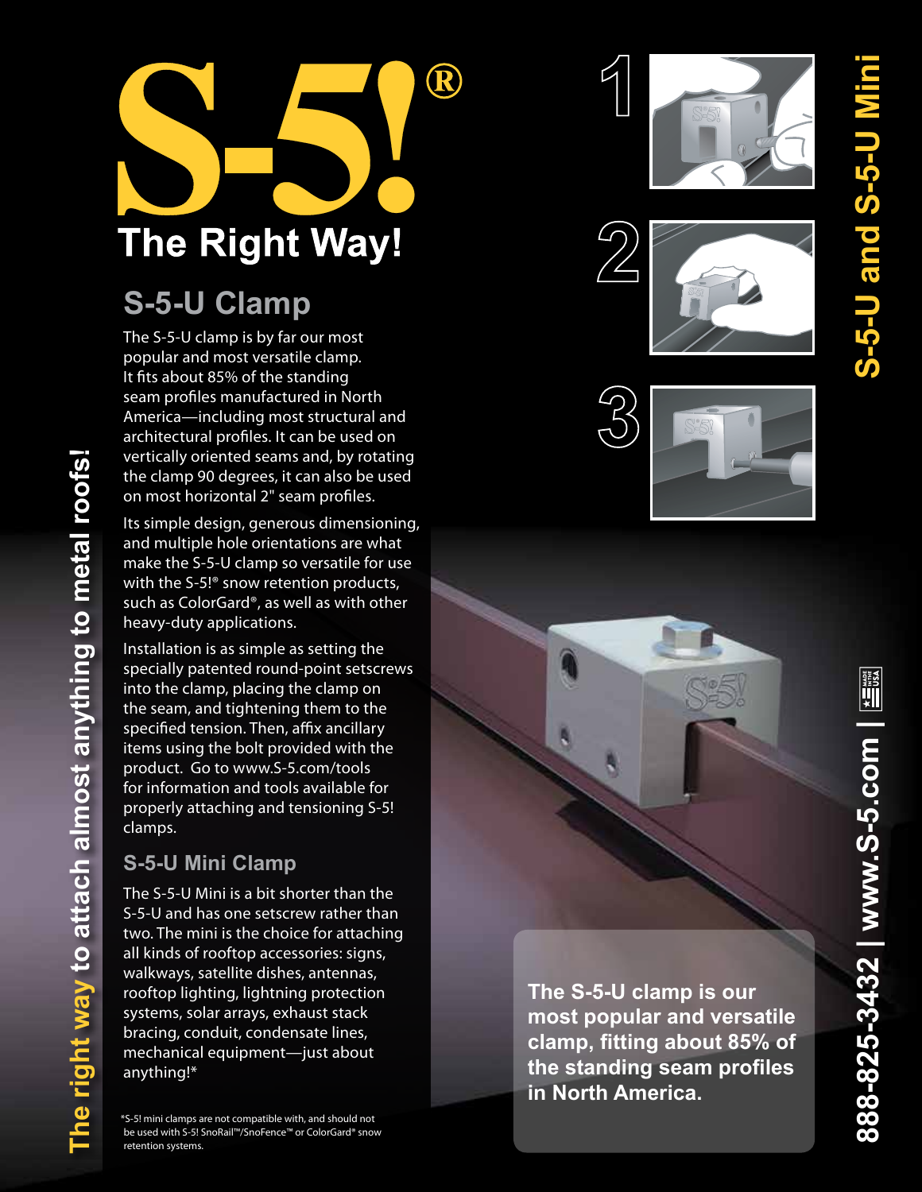# S-5!®

## The Right Way!

## S-5-U Clamp

The S-5-U clamp is by far our most popular and most versatile clamp. It fits about 85% of the standing seam profiles manufactured in North America—including most structural and architectural profiles. It can be used on vertically oriented seams and, by rotating the clamp 90 degrees, it can also be used on most horizontal 2" seam profiles.

Its simple design, generous dimensioning, and multiple hole orientations are what make the S-5-U clamp so versatile for use with the S-5!® snow retention products, such as ColorGard®, as well as with other heavy-duty applications.

Installation is as simple as setting the specially patented round-point setscrews into the clamp, placing the clamp on the seam, and tightening them to the specified tension. Then, affix ancillary items using the bolt provided with the product. Go to www.S-5.com/tools for information and tools available for properly attaching and tensioning S-5! clamps.

### S-5-U Mini Clamp

The S-5-U Mini is a bit shorter than the S-5-U and has one setscrew rather than two. The mini is the choice for attaching all kinds of rooftop accessories: signs, walkways, satellite dishes, antennas, rooftop lighting, lightning protection systems, solar arrays, exhaust stack bracing, conduit, condensate lines, mechanical equipment—just about anything!*

*S-5! mini clamps are not compatible with, and should not be used with S-5! SnoRail™/SnoFence™ or ColorGard® snow retention systems.

1

2

3

**The S-5-U clamp is our most popular and versatile clamp, fitting about 85% of the standing seam profiles in North America.**

**The right way to attach almost anything to metal roofs!**

**S-5-U and S-5-U Mini**

**888-825-3432 | www.S-5.com |** MADE IN THE USA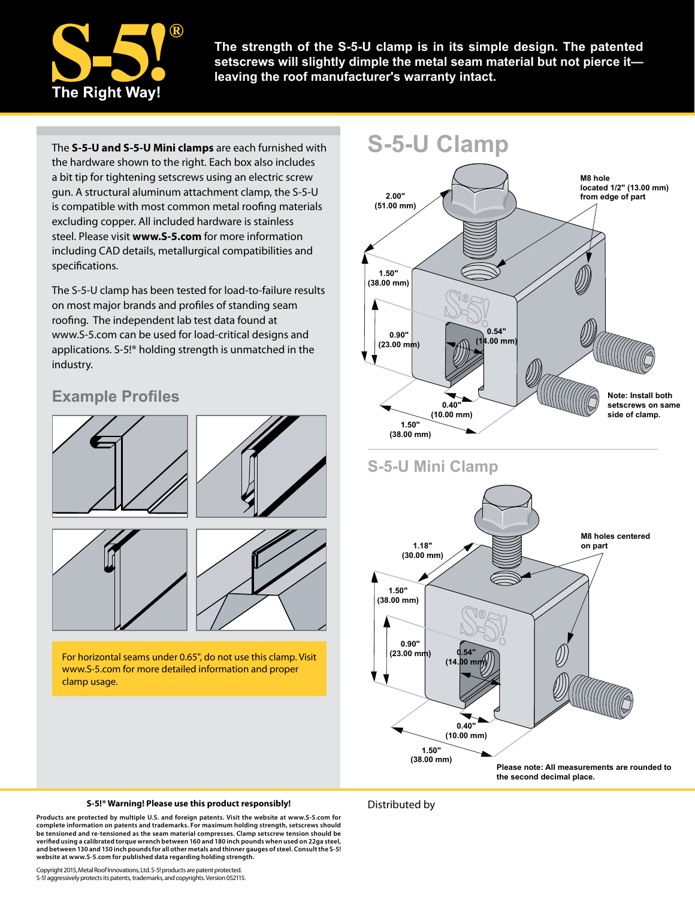S-5! ®

The Right Way!

**The strength of the S-5-U clamp is in its simple design. The patented setscrews will slightly dimple the metal seam material but not pierce it—leaving the roof manufacturer's warranty intact.**

The **S-5-U and S-5-U Mini clamps** are each furnished with the hardware shown to the right. Each box also includes a bit tip for tightening setscrews using an electric screw gun. A structural aluminum attachment clamp, the S-5-U is compatible with most common metal roofing materials excluding copper. All included hardware is stainless steel. Please visit **www.S-5.com** for more information including CAD details, metallurgical compatibilities and specifications.

The S-5-U clamp has been tested for load-to-failure results on most major brands and profiles of standing seam roofing. The independent lab test data found at www.S-5.com can be used for load-critical designs and applications. S-5!® holding strength is unmatched in the industry.

## Example Profiles

For horizontal seams under 0.65", do not use this clamp. Visit www.S-5.com for more detailed information and proper clamp usage.

## S-5-U Clamp

2.00" (51.00 mm)

M8 hole located 1/2" (13.00 mm) from edge of part

1.50" (38.00 mm)

0.90" (23.00 mm)

0.54" (14.00 mm)

0.40" (10.00 mm)

1.50" (38.00 mm)

Note: Install both setscrews on same side of clamp.

## S-5-U Mini Clamp

1.18" (30.00 mm)

M8 holes centered on part

1.50" (38.00 mm)

0.90" (23.00 mm)

0.54" (14.00 mm)

0.40" (10.00 mm)

1.50" (38.00 mm)

Please note: All measurements are rounded to the second decimal place.

**S-5!® Warning! Please use this product responsibly!**

**Products are protected by multiple U.S. and foreign patents. Visit the website at www.S-5.com for complete information on patents and trademarks. For maximum holding strength, setscrews should be tensioned and re-tensioned as the seam material compresses. Clamp setscrew tension should be verified using a calibrated torque wrench between 160 and 180 inch pounds when used on 22ga steel, and between 130 and 150 inch pounds for all other metals and thinner gauges of steel. Consult the S-5! website at www.S-5.com for published data regarding holding strength.**

Copyright 2015, Metal Roof Innovations, Ltd. S-5! products are patent protected.
S-5! aggressively protects its patents, trademarks, and copyrights. Version 052115.

Distributed by